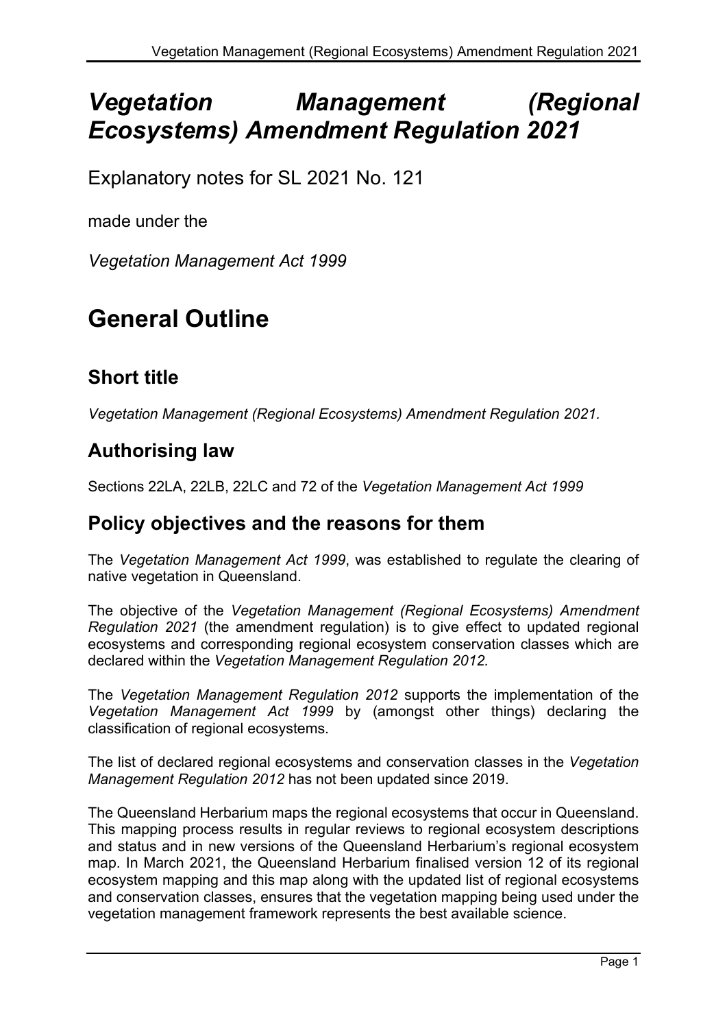# *Vegetation Management (Regional Ecosystems) Amendment Regulation 2021*

Explanatory notes for SL 2021 No. 121

made under the

*Vegetation Management Act 1999*

# General Outline

## Short title

*Vegetation Management (Regional Ecosystems) Amendment Regulation 2021.*

## Authorising law

Sections 22LA, 22LB, 22LC and 72 of the *Vegetation Management Act 1999*

## Policy objectives and the reasons for them

The *Vegetation Management Act 1999*, was established to regulate the clearing of native vegetation in Queensland.

The objective of the *Vegetation Management (Regional Ecosystems) Amendment Regulation 2021* (the amendment regulation) is to give effect to updated regional ecosystems and corresponding regional ecosystem conservation classes which are declared within the *Vegetation Management Regulation 2012.*

The *Vegetation Management Regulation 2012* supports the implementation of the *Vegetation Management Act 1999* by (amongst other things) declaring the classification of regional ecosystems.

The list of declared regional ecosystems and conservation classes in the *Vegetation Management Regulation 2012* has not been updated since 2019.

The Queensland Herbarium maps the regional ecosystems that occur in Queensland. This mapping process results in regular reviews to regional ecosystem descriptions and status and in new versions of the Queensland Herbarium's regional ecosystem map. In March 2021, the Queensland Herbarium finalised version 12 of its regional ecosystem mapping and this map along with the updated list of regional ecosystems and conservation classes, ensures that the vegetation mapping being used under the vegetation management framework represents the best available science.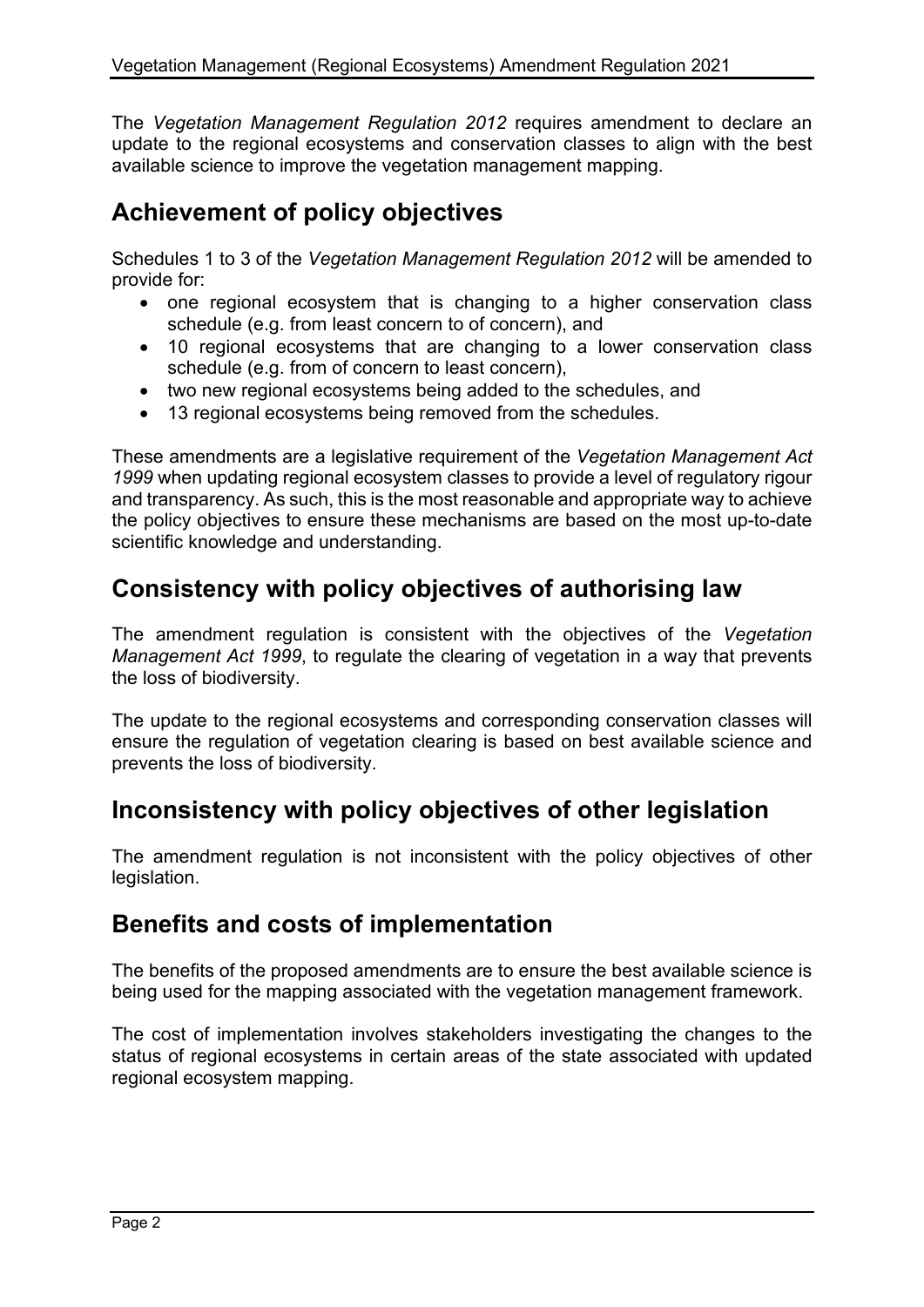The *Vegetation Management Regulation 2012* requires amendment to declare an update to the regional ecosystems and conservation classes to align with the best available science to improve the vegetation management mapping.

## Achievement of policy objectives

Schedules 1 to 3 of the *Vegetation Management Regulation 2012* will be amended to provide for:

- one regional ecosystem that is changing to a higher conservation class schedule (e.g. from least concern to of concern), and
- 10 regional ecosystems that are changing to a lower conservation class schedule (e.g. from of concern to least concern),
- two new regional ecosystems being added to the schedules, and
- 13 regional ecosystems being removed from the schedules.

These amendments are a legislative requirement of the *Vegetation Management Act 1999* when updating regional ecosystem classes to provide a level of regulatory rigour and transparency. As such, this is the most reasonable and appropriate way to achieve the policy objectives to ensure these mechanisms are based on the most up-to-date scientific knowledge and understanding.

## Consistency with policy objectives of authorising law

The amendment regulation is consistent with the objectives of the *Vegetation Management Act 1999*, to regulate the clearing of vegetation in a way that prevents the loss of biodiversity.

The update to the regional ecosystems and corresponding conservation classes will ensure the regulation of vegetation clearing is based on best available science and prevents the loss of biodiversity.

## Inconsistency with policy objectives of other legislation

The amendment regulation is not inconsistent with the policy objectives of other legislation.

## Benefits and costs of implementation

The benefits of the proposed amendments are to ensure the best available science is being used for the mapping associated with the vegetation management framework.

The cost of implementation involves stakeholders investigating the changes to the status of regional ecosystems in certain areas of the state associated with updated regional ecosystem mapping.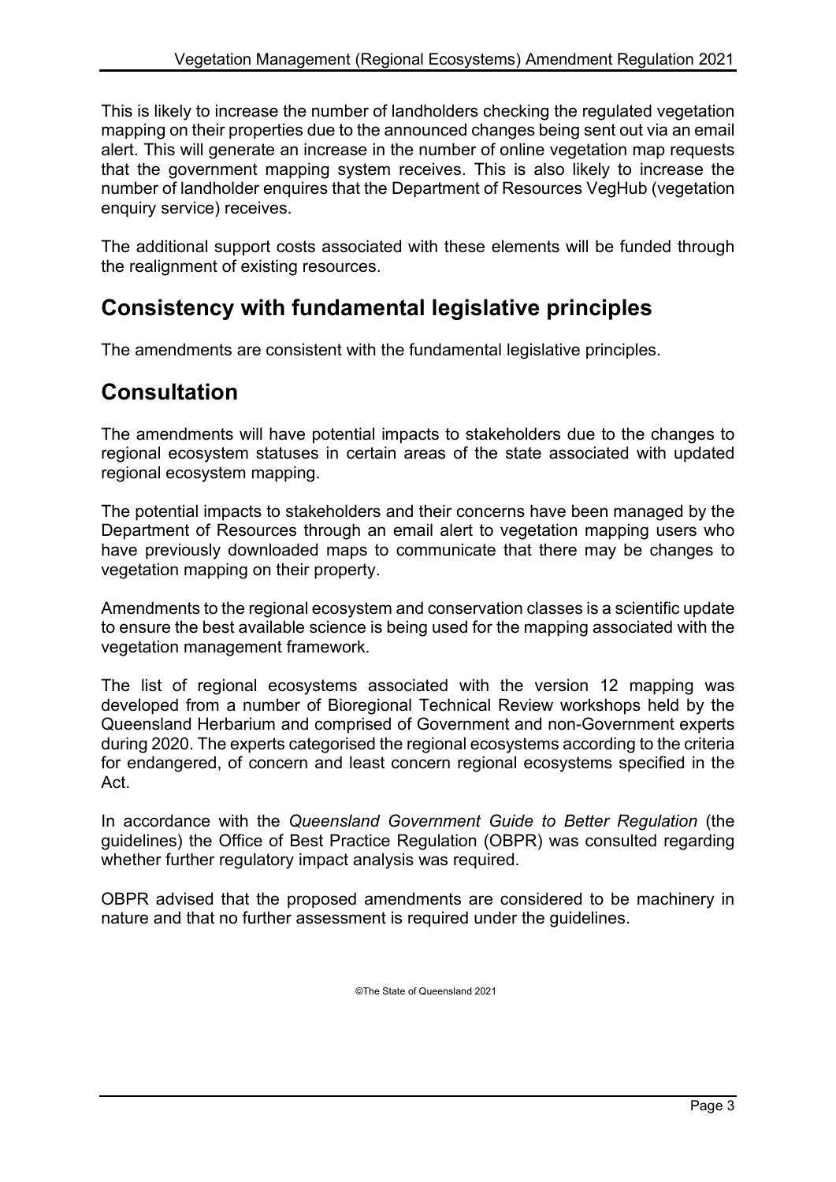This is likely to increase the number of landholders checking the regulated vegetation mapping on their properties due to the announced changes being sent out via an email alert. This will generate an increase in the number of online vegetation map requests that the government mapping system receives. This is also likely to increase the number of landholder enquires that the Department of Resources VegHub (vegetation enquiry service) receives.

The additional support costs associated with these elements will be funded through the realignment of existing resources.

## Consistency with fundamental legislative principles

The amendments are consistent with the fundamental legislative principles.

## Consultation

The amendments will have potential impacts to stakeholders due to the changes to regional ecosystem statuses in certain areas of the state associated with updated regional ecosystem mapping.

The potential impacts to stakeholders and their concerns have been managed by the Department of Resources through an email alert to vegetation mapping users who have previously downloaded maps to communicate that there may be changes to vegetation mapping on their property.

Amendments to the regional ecosystem and conservation classes is a scientific update to ensure the best available science is being used for the mapping associated with the vegetation management framework.

The list of regional ecosystems associated with the version 12 mapping was developed from a number of Bioregional Technical Review workshops held by the Queensland Herbarium and comprised of Government and non-Government experts during 2020. The experts categorised the regional ecosystems according to the criteria for endangered, of concern and least concern regional ecosystems specified in the Act.

In accordance with the *Queensland Government Guide to Better Regulation* (the guidelines) the Office of Best Practice Regulation (OBPR) was consulted regarding whether further regulatory impact analysis was required.

OBPR advised that the proposed amendments are considered to be machinery in nature and that no further assessment is required under the guidelines.

©The State of Queensland 2021